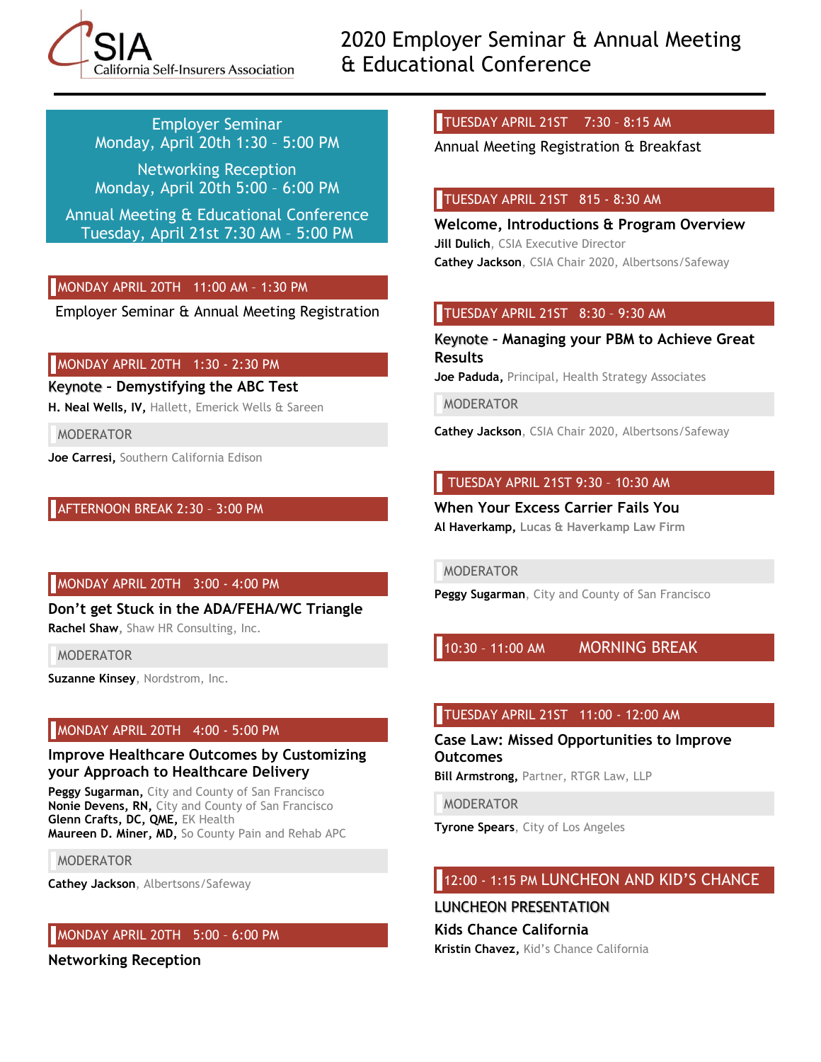CSIA California Self-Insurers Association

# 2020 Employer Seminar & Annual Meeting & Educational Conference

**Employer Seminar**
Monday, April 20th 1:30 – 5:00 PM

**Networking Reception**
Monday, April 20th 5:00 – 6:00 PM

**Annual Meeting & Educational Conference**
Tuesday, April 21st 7:30 AM – 5:00 PM

## MONDAY APRIL 20TH 11:00 AM – 1:30 PM

Employer Seminar & Annual Meeting Registration

## MONDAY APRIL 20TH 1:30 - 2:30 PM

### Keynote - Demystifying the ABC Test

**H. Neal Wells, IV,** Hallett, Emerick Wells & Sareen

MODERATOR

**Joe Carresi,** Southern California Edison

## AFTERNOON BREAK 2:30 – 3:00 PM

## MONDAY APRIL 20TH 3:00 - 4:00 PM

### Don't get Stuck in the ADA/FEHA/WC Triangle

**Rachel Shaw**, Shaw HR Consulting, Inc.

MODERATOR

**Suzanne Kinsey**, Nordstrom, Inc.

## MONDAY APRIL 20TH 4:00 - 5:00 PM

### Improve Healthcare Outcomes by Customizing your Approach to Healthcare Delivery

**Peggy Sugarman,** City and County of San Francisco
**Nonie Devens, RN,** City and County of San Francisco
**Glenn Crafts, DC, QME,** EK Health
**Maureen D. Miner, MD,** So County Pain and Rehab APC

MODERATOR

**Cathey Jackson**, Albertsons/Safeway

## MONDAY APRIL 20TH 5:00 – 6:00 PM

### Networking Reception

## TUESDAY APRIL 21ST 7:30 – 8:15 AM

Annual Meeting Registration & Breakfast

## TUESDAY APRIL 21ST 815 - 8:30 AM

### Welcome, Introductions & Program Overview

**Jill Dulich**, CSIA Executive Director
**Cathey Jackson**, CSIA Chair 2020, Albertsons/Safeway

## TUESDAY APRIL 21ST 8:30 – 9:30 AM

### Keynote - Managing your PBM to Achieve Great Results

**Joe Paduda,** Principal, Health Strategy Associates

MODERATOR

**Cathey Jackson**, CSIA Chair 2020, Albertsons/Safeway

## TUESDAY APRIL 21ST 9:30 – 10:30 AM

### When Your Excess Carrier Fails You

**Al Haverkamp,** Lucas & Haverkamp Law Firm

MODERATOR

**Peggy Sugarman**, City and County of San Francisco

## 10:30 – 11:00 AM MORNING BREAK

## TUESDAY APRIL 21ST 11:00 - 12:00 AM

### Case Law: Missed Opportunities to Improve Outcomes

**Bill Armstrong,** Partner, RTGR Law, LLP

MODERATOR

**Tyrone Spears**, City of Los Angeles

## 12:00 - 1:15 PM LUNCHEON AND KID'S CHANCE

LUNCHEON PRESENTATION

### Kids Chance California

**Kristin Chavez,** Kid's Chance California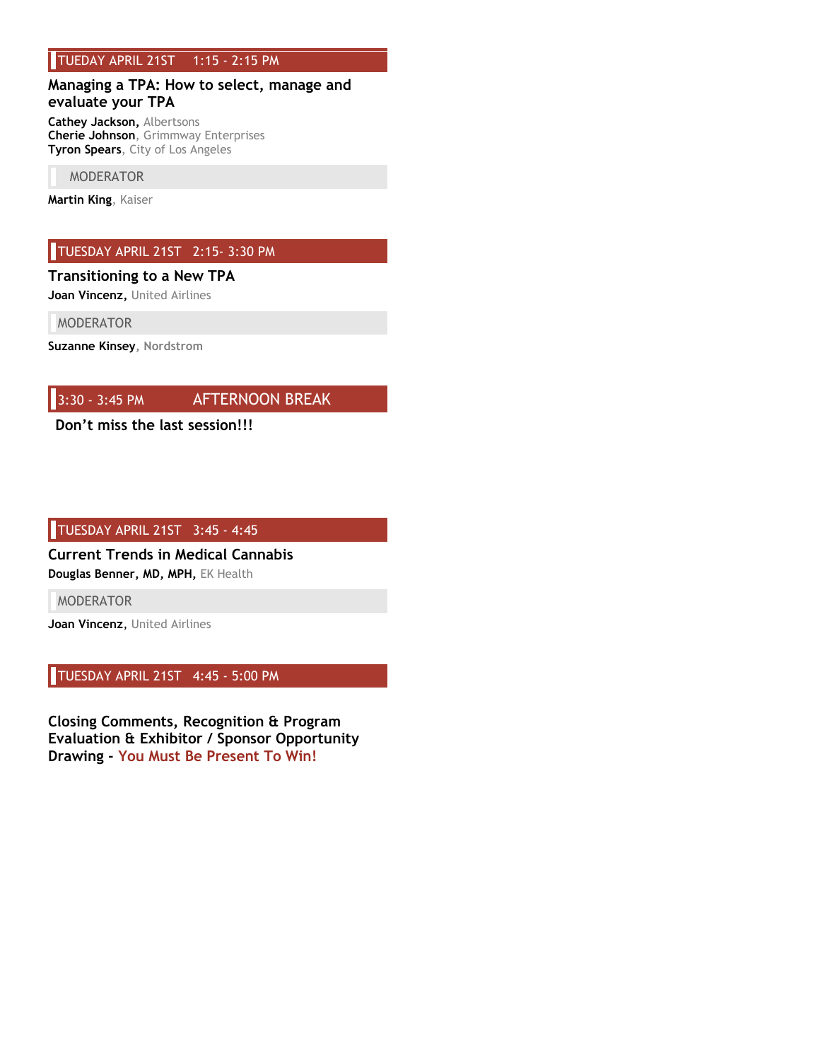## TUEDAY APRIL 21ST 1:15 - 2:15 PM

### Managing a TPA: How to select, manage and evaluate your TPA

**Cathey Jackson,** Albertsons
**Cherie Johnson**, Grimmway Enterprises
**Tyron Spears**, City of Los Angeles

MODERATOR

**Martin King**, Kaiser

## TUESDAY APRIL 21ST 2:15- 3:30 PM

### Transitioning to a New TPA

**Joan Vincenz,** United Airlines

MODERATOR

**Suzanne Kinsey**, **Nordstrom**

## 3:30 - 3:45 PM AFTERNOON BREAK

**Don't miss the last session!!!**

## TUESDAY APRIL 21ST 3:45 - 4:45

### Current Trends in Medical Cannabis

**Douglas Benner, MD, MPH,** EK Health

MODERATOR

**Joan Vincenz**, United Airlines

## TUESDAY APRIL 21ST 4:45 - 5:00 PM

**Closing Comments, Recognition & Program Evaluation & Exhibitor / Sponsor Opportunity Drawing - You Must Be Present To Win!**